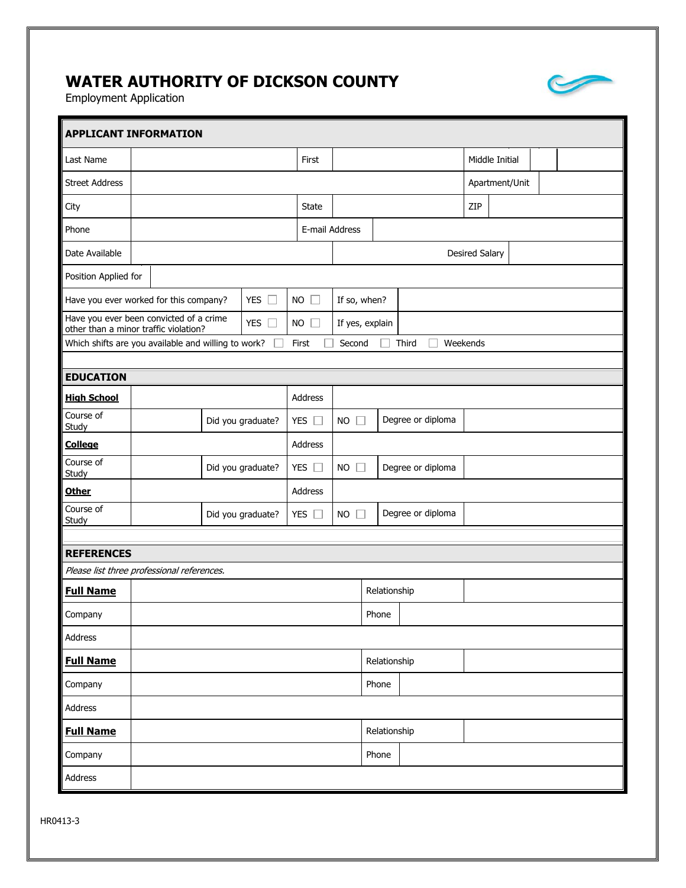# WATER AUTHORITY OF DICKSON COUNTY

Employment Application

## APPLICANT INFORMATION

| | | | | | |
|---|---|---|---|---|---|
| Last Name | | First | | Middle Initial | |
| Street Address | | | | Apartment/Unit | |
| City | | State | | ZIP | |
| Phone | | E-mail Address | | | |
| Date Available | | | | Desired Salary | |
| Position Applied for | | | | | |

| | | | | |
|---|---|---|---|---|
| Have you ever worked for this company? | YES ☐ | NO ☐ | If so, when? | |
| Have you ever been convicted of a crime other than a minor traffic violation? | YES ☐ | NO ☐ | If yes, explain | |

Which shifts are you available and willing to work? ☐ First ☐ Second ☐ Third ☐ Weekends

## EDUCATION

| | | | | | | |
|---|---|---|---|---|---|---|
| **High School** | | Address | | | | |
| Course of Study | | Did you graduate? | YES ☐ | NO ☐ | Degree or diploma | |
| **College** | | Address | | | | |
| Course of Study | | Did you graduate? | YES ☐ | NO ☐ | Degree or diploma | |
| **Other** | | Address | | | | |
| Course of Study | | Did you graduate? | YES ☐ | NO ☐ | Degree or diploma | |

## REFERENCES

*Please list three professional references.*

| | | | |
|---|---|---|---|
| **Full Name** | | Relationship | |
| Company | | Phone | |
| Address | | | |
| **Full Name** | | Relationship | |
| Company | | Phone | |
| Address | | | |
| **Full Name** | | Relationship | |
| Company | | Phone | |
| Address | | | |

HR0413-3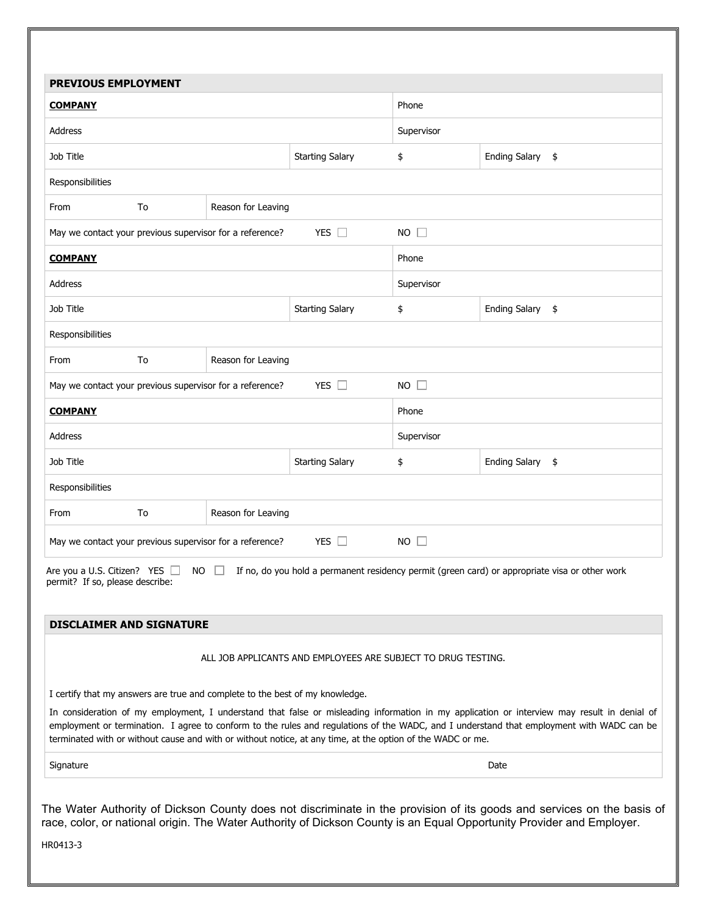## PREVIOUS EMPLOYMENT

| | | | | | |
|---|---|---|---|---|---|
| **COMPANY** | | | | Phone | |
| Address | | | | Supervisor | |
| Job Title | | | Starting Salary | $ | Ending Salary $ |
| Responsibilities | | | | | |
| From | To | Reason for Leaving | | | |
| May we contact your previous supervisor for a reference? | | | YES ☐ | NO ☐ | |
| **COMPANY** | | | | Phone | |
| Address | | | | Supervisor | |
| Job Title | | | Starting Salary | $ | Ending Salary $ |
| Responsibilities | | | | | |
| From | To | Reason for Leaving | | | |
| May we contact your previous supervisor for a reference? | | | YES ☐ | NO ☐ | |
| **COMPANY** | | | | Phone | |
| Address | | | | Supervisor | |
| Job Title | | | Starting Salary | $ | Ending Salary $ |
| Responsibilities | | | | | |
| From | To | Reason for Leaving | | | |
| May we contact your previous supervisor for a reference? | | | YES ☐ | NO ☐ | |

Are you a U.S. Citizen? YES ☐ NO ☐ If no, do you hold a permanent residency permit (green card) or appropriate visa or other work permit? If so, please describe:

## DISCLAIMER AND SIGNATURE

ALL JOB APPLICANTS AND EMPLOYEES ARE SUBJECT TO DRUG TESTING.

I certify that my answers are true and complete to the best of my knowledge.

In consideration of my employment, I understand that false or misleading information in my application or interview may result in denial of employment or termination. I agree to conform to the rules and regulations of the WADC, and I understand that employment with WADC can be terminated with or without cause and with or without notice, at any time, at the option of the WADC or me.

| | |
|---|---|
| Signature | Date |

The Water Authority of Dickson County does not discriminate in the provision of its goods and services on the basis of race, color, or national origin. The Water Authority of Dickson County is an Equal Opportunity Provider and Employer.

HR0413-3